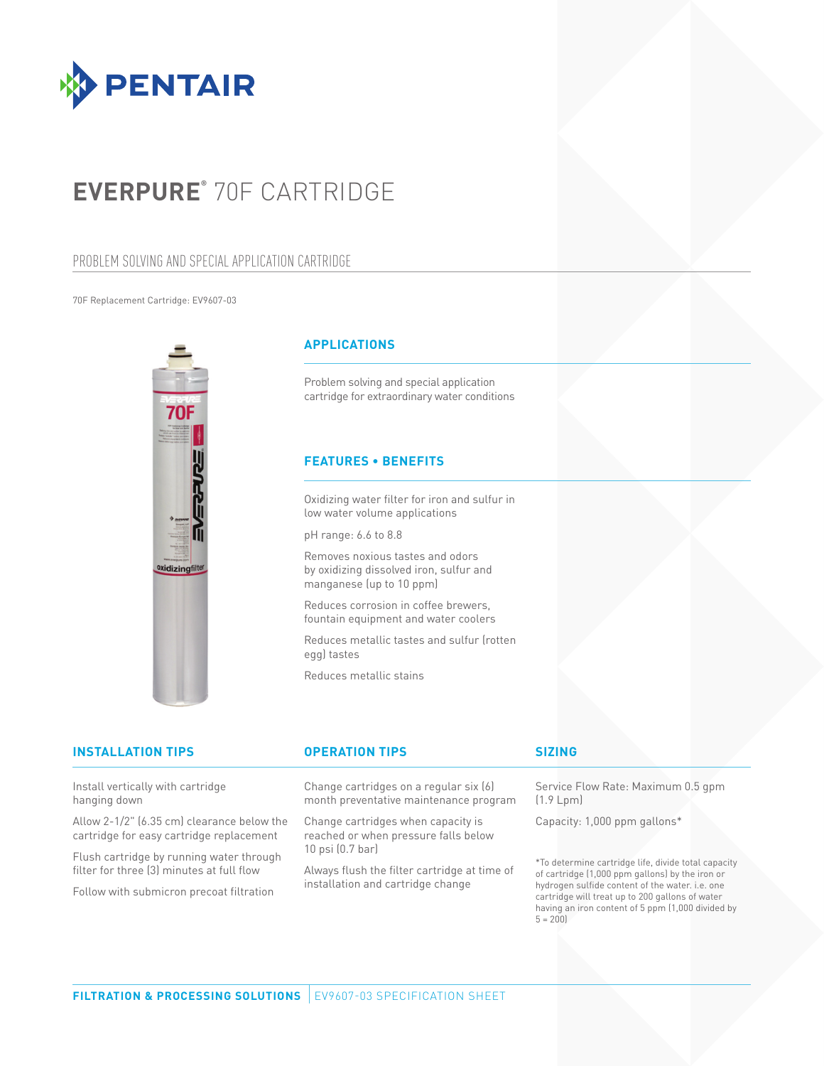PENTAIR

# EVERPURE® 70F CARTRIDGE

## PROBLEM SOLVING AND SPECIAL APPLICATION CARTRIDGE

70F Replacement Cartridge: EV9607-03

### APPLICATIONS

Problem solving and special application cartridge for extraordinary water conditions

### FEATURES • BENEFITS

Oxidizing water filter for iron and sulfur in low water volume applications

pH range: 6.6 to 8.8

Removes noxious tastes and odors by oxidizing dissolved iron, sulfur and manganese (up to 10 ppm)

Reduces corrosion in coffee brewers, fountain equipment and water coolers

Reduces metallic tastes and sulfur (rotten egg) tastes

Reduces metallic stains

### INSTALLATION TIPS

Install vertically with cartridge hanging down

Allow 2-1/2" (6.35 cm) clearance below the cartridge for easy cartridge replacement

Flush cartridge by running water through filter for three (3) minutes at full flow

Follow with submicron precoat filtration

### OPERATION TIPS

Change cartridges on a regular six (6) month preventative maintenance program

Change cartridges when capacity is reached or when pressure falls below 10 psi (0.7 bar)

Always flush the filter cartridge at time of installation and cartridge change

### SIZING

Service Flow Rate: Maximum 0.5 gpm (1.9 Lpm)

Capacity: 1,000 ppm gallons*

*To determine cartridge life, divide total capacity of cartridge (1,000 ppm gallons) by the iron or hydrogen sulfide content of the water. i.e. one cartridge will treat up to 200 gallons of water having an iron content of 5 ppm (1,000 divided by 5 = 200)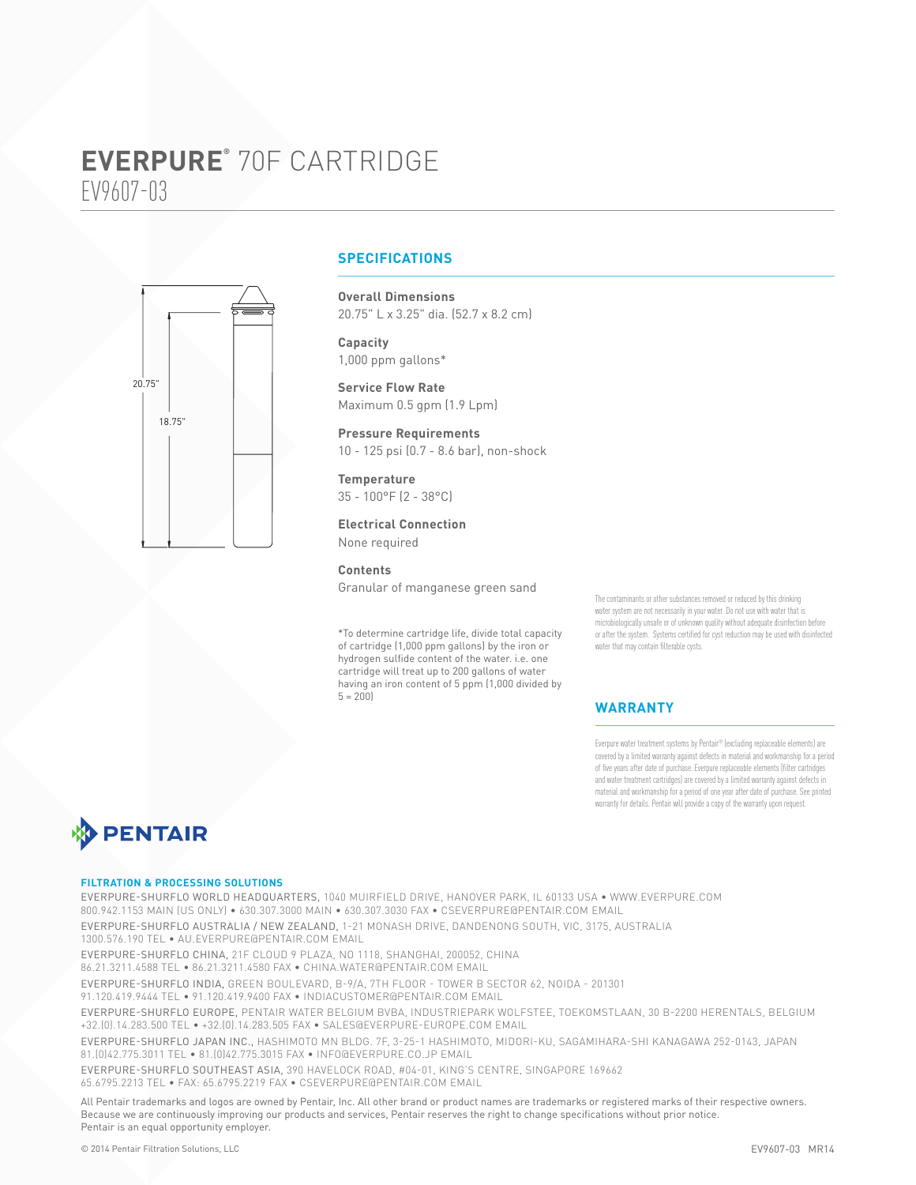# **EVERPURE**® 70F CARTRIDGE

EV9607-03

20.75"

18.75"

## SPECIFICATIONS

**Overall Dimensions**
20.75" L x 3.25" dia. (52.7 x 8.2 cm)

**Capacity**
1,000 ppm gallons*

**Service Flow Rate**
Maximum 0.5 gpm (1.9 Lpm)

**Pressure Requirements**
10 - 125 psi (0.7 - 8.6 bar), non-shock

**Temperature**
35 - 100°F (2 - 38°C)

**Electrical Connection**
None required

**Contents**
Granular of manganese green sand

*To determine cartridge life, divide total capacity of cartridge (1,000 ppm gallons) by the iron or hydrogen sulfide content of the water. i.e. one cartridge will treat up to 200 gallons of water having an iron content of 5 ppm (1,000 divided by 5 = 200)

The contaminants or other substances removed or reduced by this drinking water system are not necessarily in your water. Do not use with water that is microbiologically unsafe or of unknown quality without adequate disinfection before or after the system. Systems certified for cyst reduction may be used with disinfected water that may contain filterable cysts.

## WARRANTY

Everpure water treatment systems by Pentair® (excluding replaceable elements) are covered by a limited warranty against defects in material and workmanship for a period of five years after date of purchase. Everpure replaceable elements (filter cartridges and water treatment cartridges) are covered by a limited warranty against defects in material and workmanship for a period of one year after date of purchase. See printed warranty for details. Pentair will provide a copy of the warranty upon request.

PENTAIR

**FILTRATION & PROCESSING SOLUTIONS**

EVERPURE-SHURFLO WORLD HEADQUARTERS, 1040 MUIRFIELD DRIVE, HANOVER PARK, IL 60133 USA • WWW.EVERPURE.COM
800.942.1153 MAIN (US ONLY) • 630.307.3000 MAIN • 630.307.3030 FAX • CSEVERPURE@PENTAIR.COM EMAIL

EVERPURE-SHURFLO AUSTRALIA / NEW ZEALAND, 1-21 MONASH DRIVE, DANDENONG SOUTH, VIC, 3175, AUSTRALIA
1300.576.190 TEL • AU.EVERPURE@PENTAIR.COM EMAIL

EVERPURE-SHURFLO CHINA, 21F CLOUD 9 PLAZA, NO 1118, SHANGHAI, 200052, CHINA
86.21.3211.4588 TEL • 86.21.3211.4580 FAX • CHINA.WATER@PENTAIR.COM EMAIL

EVERPURE-SHURFLO INDIA, GREEN BOULEVARD, B-9/A, 7TH FLOOR - TOWER B SECTOR 62, NOIDA - 201301
91.120.419.9444 TEL • 91.120.419.9400 FAX • INDIACUSTOMER@PENTAIR.COM EMAIL

EVERPURE-SHURFLO EUROPE, PENTAIR WATER BELGIUM BVBA, INDUSTRIEPARK WOLFSTEE, TOEKOMSTLAAN, 30 B-2200 HERENTALS, BELGIUM
+32.(0).14.283.500 TEL • +32.(0).14.283.505 FAX • SALES@EVERPURE-EUROPE.COM EMAIL

EVERPURE-SHURFLO JAPAN INC., HASHIMOTO MN BLDG. 7F, 3-25-1 HASHIMOTO, MIDORI-KU, SAGAMIHARA-SHI KANAGAWA 252-0143, JAPAN
81.(0)42.775.3011 TEL • 81.(0)42.775.3015 FAX • INFO@EVERPURE.CO.JP EMAIL

EVERPURE-SHURFLO SOUTHEAST ASIA, 390 HAVELOCK ROAD, #04-01, KING'S CENTRE, SINGAPORE 169662
65.6795.2213 TEL • FAX: 65.6795.2219 FAX • CSEVERPURE@PENTAIR.COM EMAIL

All Pentair trademarks and logos are owned by Pentair, Inc. All other brand or product names are trademarks or registered marks of their respective owners. Because we are continuously improving our products and services, Pentair reserves the right to change specifications without prior notice. Pentair is an equal opportunity employer.

© 2014 Pentair Filtration Solutions, LLC

EV9607-03 MR14